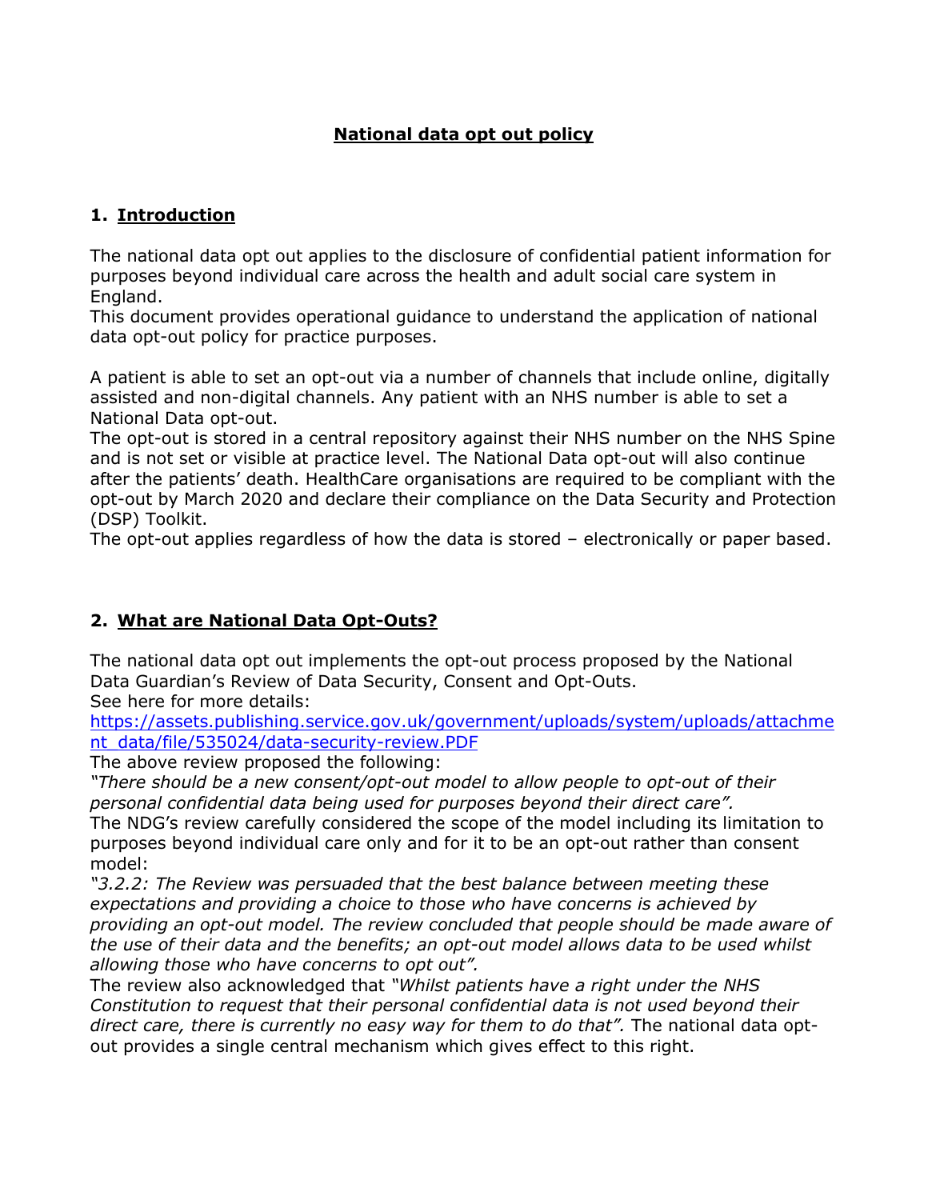# National data opt out policy

## 1. Introduction

The national data opt out applies to the disclosure of confidential patient information for purposes beyond individual care across the health and adult social care system in England.
This document provides operational guidance to understand the application of national data opt-out policy for practice purposes.

A patient is able to set an opt-out via a number of channels that include online, digitally assisted and non-digital channels. Any patient with an NHS number is able to set a National Data opt-out.
The opt-out is stored in a central repository against their NHS number on the NHS Spine and is not set or visible at practice level. The National Data opt-out will also continue after the patients' death. HealthCare organisations are required to be compliant with the opt-out by March 2020 and declare their compliance on the Data Security and Protection (DSP) Toolkit.
The opt-out applies regardless of how the data is stored – electronically or paper based.

## 2. What are National Data Opt-Outs?

The national data opt out implements the opt-out process proposed by the National Data Guardian's Review of Data Security, Consent and Opt-Outs.
See here for more details:
[https://assets.publishing.service.gov.uk/government/uploads/system/uploads/attachment_data/file/535024/data-security-review.PDF](https://assets.publishing.service.gov.uk/government/uploads/system/uploads/attachment_data/file/535024/data-security-review.PDF)
The above review proposed the following:
*"There should be a new consent/opt-out model to allow people to opt-out of their personal confidential data being used for purposes beyond their direct care".*
The NDG's review carefully considered the scope of the model including its limitation to purposes beyond individual care only and for it to be an opt-out rather than consent model:
*"3.2.2: The Review was persuaded that the best balance between meeting these expectations and providing a choice to those who have concerns is achieved by providing an opt-out model. The review concluded that people should be made aware of the use of their data and the benefits; an opt-out model allows data to be used whilst allowing those who have concerns to opt out".*
The review also acknowledged that *"Whilst patients have a right under the NHS Constitution to request that their personal confidential data is not used beyond their direct care, there is currently no easy way for them to do that".* The national data opt-out provides a single central mechanism which gives effect to this right.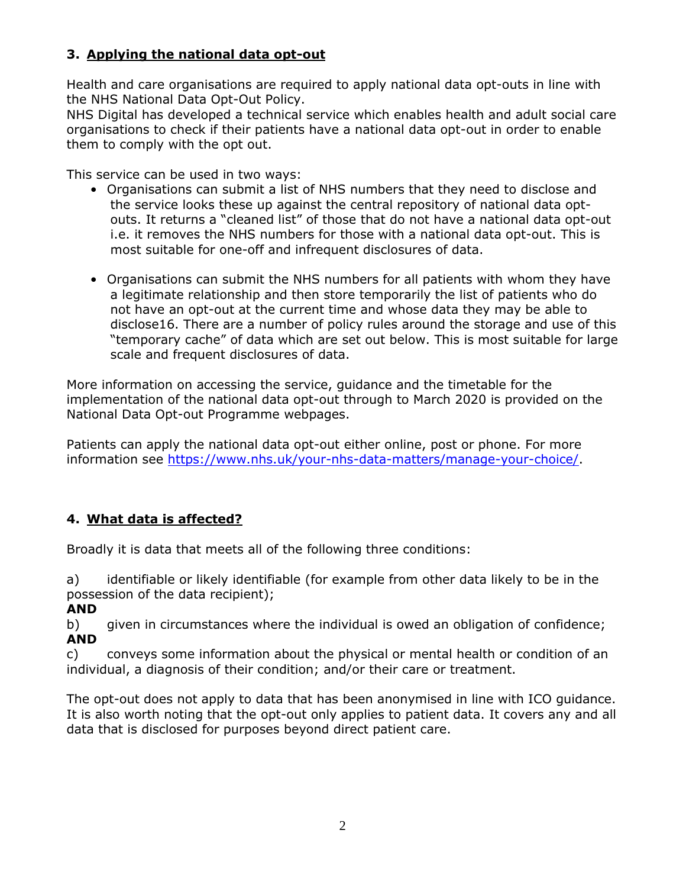## 3. Applying the national data opt-out

Health and care organisations are required to apply national data opt-outs in line with the NHS National Data Opt-Out Policy.
NHS Digital has developed a technical service which enables health and adult social care organisations to check if their patients have a national data opt-out in order to enable them to comply with the opt out.

This service can be used in two ways:

- Organisations can submit a list of NHS numbers that they need to disclose and the service looks these up against the central repository of national data opt-outs. It returns a "cleaned list" of those that do not have a national data opt-out i.e. it removes the NHS numbers for those with a national data opt-out. This is most suitable for one-off and infrequent disclosures of data.

- Organisations can submit the NHS numbers for all patients with whom they have a legitimate relationship and then store temporarily the list of patients who do not have an opt-out at the current time and whose data they may be able to disclose16. There are a number of policy rules around the storage and use of this "temporary cache" of data which are set out below. This is most suitable for large scale and frequent disclosures of data.

More information on accessing the service, guidance and the timetable for the implementation of the national data opt-out through to March 2020 is provided on the National Data Opt-out Programme webpages.

Patients can apply the national data opt-out either online, post or phone. For more information see https://www.nhs.uk/your-nhs-data-matters/manage-your-choice/.

## 4. What data is affected?

Broadly it is data that meets all of the following three conditions:

a) identifiable or likely identifiable (for example from other data likely to be in the possession of the data recipient);
**AND**
b) given in circumstances where the individual is owed an obligation of confidence;
**AND**
c) conveys some information about the physical or mental health or condition of an individual, a diagnosis of their condition; and/or their care or treatment.

The opt-out does not apply to data that has been anonymised in line with ICO guidance. It is also worth noting that the opt-out only applies to patient data. It covers any and all data that is disclosed for purposes beyond direct patient care.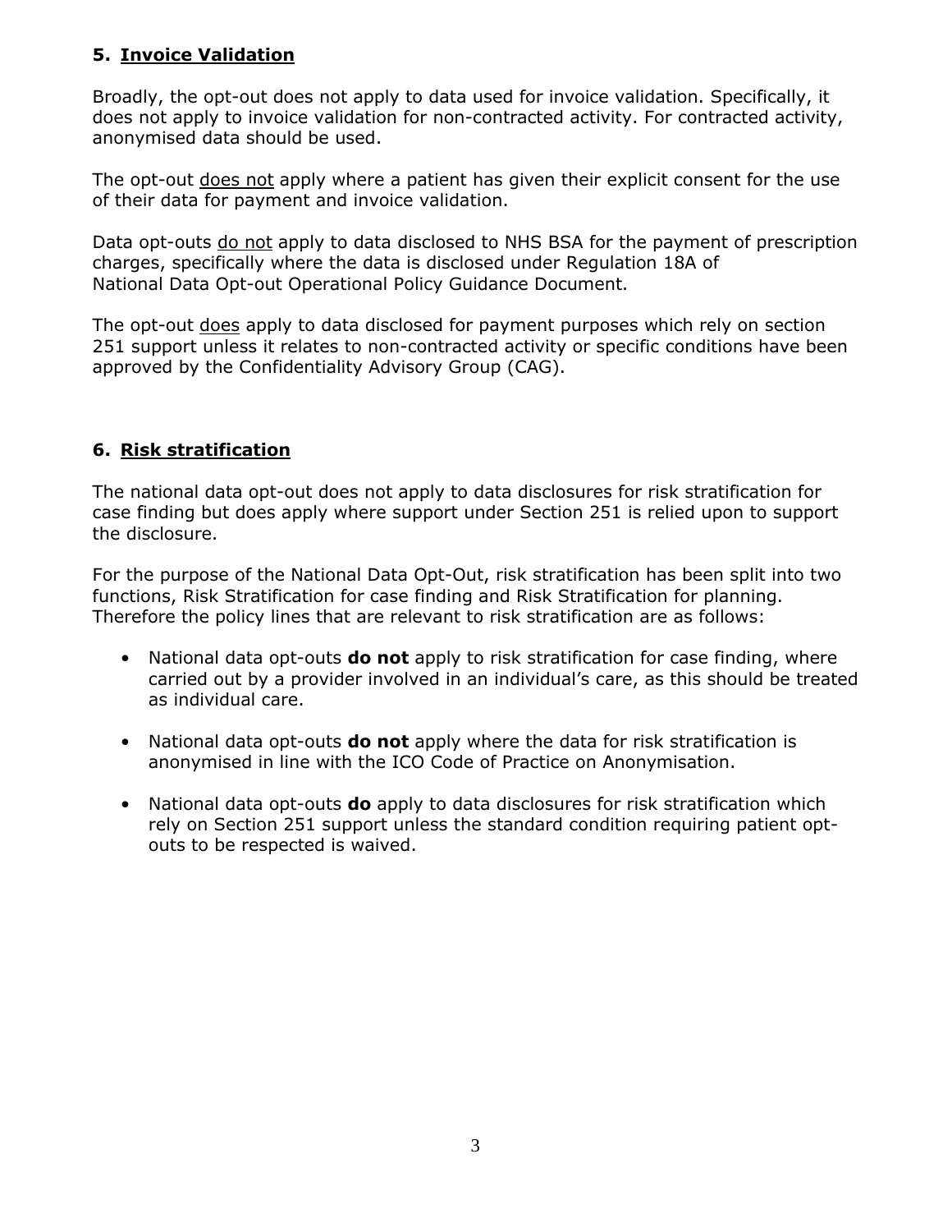## 5. <u>Invoice Validation</u>

Broadly, the opt-out does not apply to data used for invoice validation. Specifically, it does not apply to invoice validation for non-contracted activity. For contracted activity, anonymised data should be used.

The opt-out <u>does not</u> apply where a patient has given their explicit consent for the use of their data for payment and invoice validation.

Data opt-outs <u>do not</u> apply to data disclosed to NHS BSA for the payment of prescription charges, specifically where the data is disclosed under Regulation 18A of National Data Opt-out Operational Policy Guidance Document.

The opt-out <u>does</u> apply to data disclosed for payment purposes which rely on section 251 support unless it relates to non-contracted activity or specific conditions have been approved by the Confidentiality Advisory Group (CAG).

## 6. <u>Risk stratification</u>

The national data opt-out does not apply to data disclosures for risk stratification for case finding but does apply where support under Section 251 is relied upon to support the disclosure.

For the purpose of the National Data Opt-Out, risk stratification has been split into two functions, Risk Stratification for case finding and Risk Stratification for planning. Therefore the policy lines that are relevant to risk stratification are as follows:

- National data opt-outs **do not** apply to risk stratification for case finding, where carried out by a provider involved in an individual's care, as this should be treated as individual care.
- National data opt-outs **do not** apply where the data for risk stratification is anonymised in line with the ICO Code of Practice on Anonymisation.
- National data opt-outs **do** apply to data disclosures for risk stratification which rely on Section 251 support unless the standard condition requiring patient opt-outs to be respected is waived.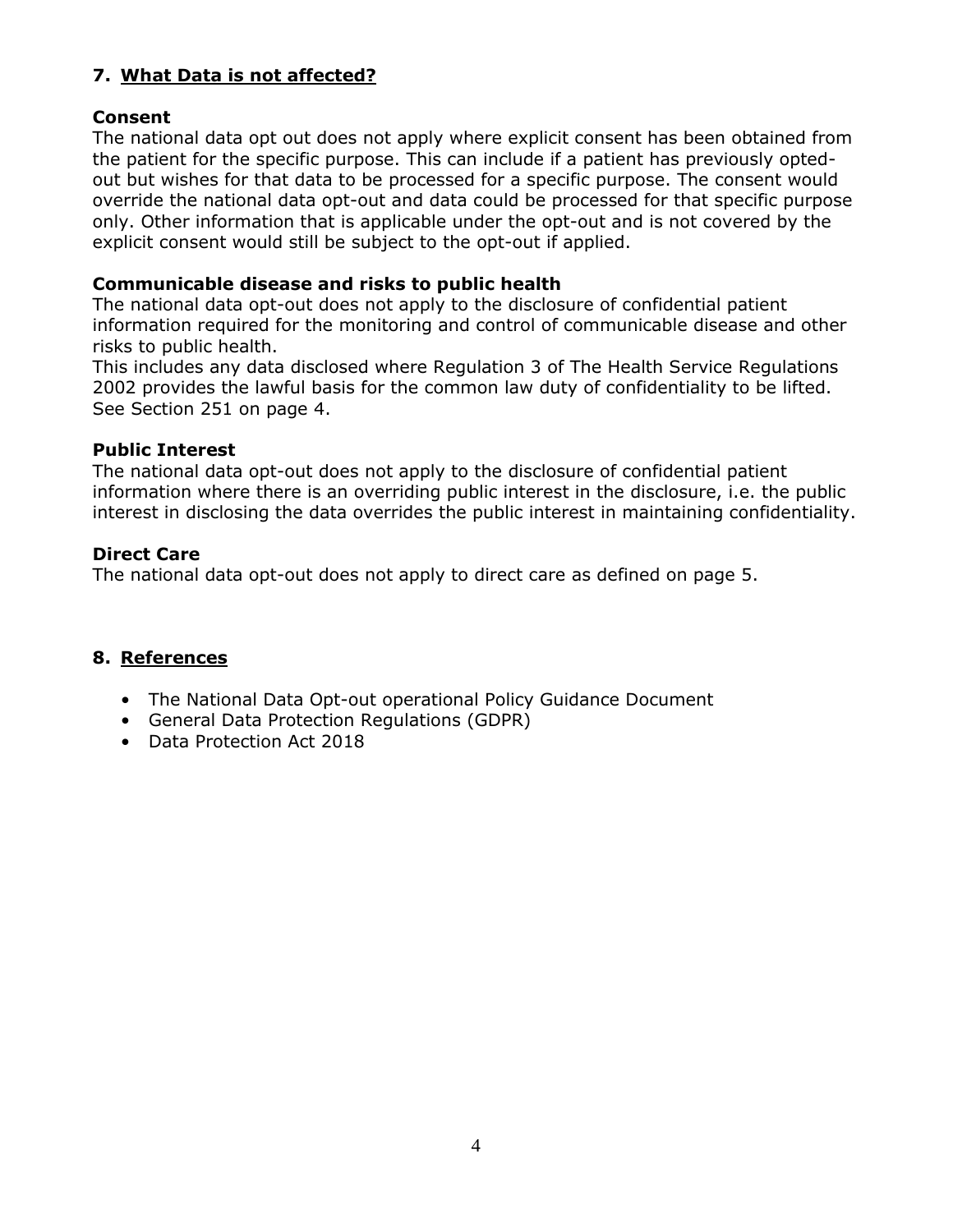## 7. What Data is not affected?

### Consent

The national data opt out does not apply where explicit consent has been obtained from the patient for the specific purpose. This can include if a patient has previously opted-out but wishes for that data to be processed for a specific purpose. The consent would override the national data opt-out and data could be processed for that specific purpose only. Other information that is applicable under the opt-out and is not covered by the explicit consent would still be subject to the opt-out if applied.

### Communicable disease and risks to public health

The national data opt-out does not apply to the disclosure of confidential patient information required for the monitoring and control of communicable disease and other risks to public health.
This includes any data disclosed where Regulation 3 of The Health Service Regulations 2002 provides the lawful basis for the common law duty of confidentiality to be lifted. See Section 251 on page 4.

### Public Interest

The national data opt-out does not apply to the disclosure of confidential patient information where there is an overriding public interest in the disclosure, i.e. the public interest in disclosing the data overrides the public interest in maintaining confidentiality.

### Direct Care

The national data opt-out does not apply to direct care as defined on page 5.

## 8. References

- The National Data Opt-out operational Policy Guidance Document
- General Data Protection Regulations (GDPR)
- Data Protection Act 2018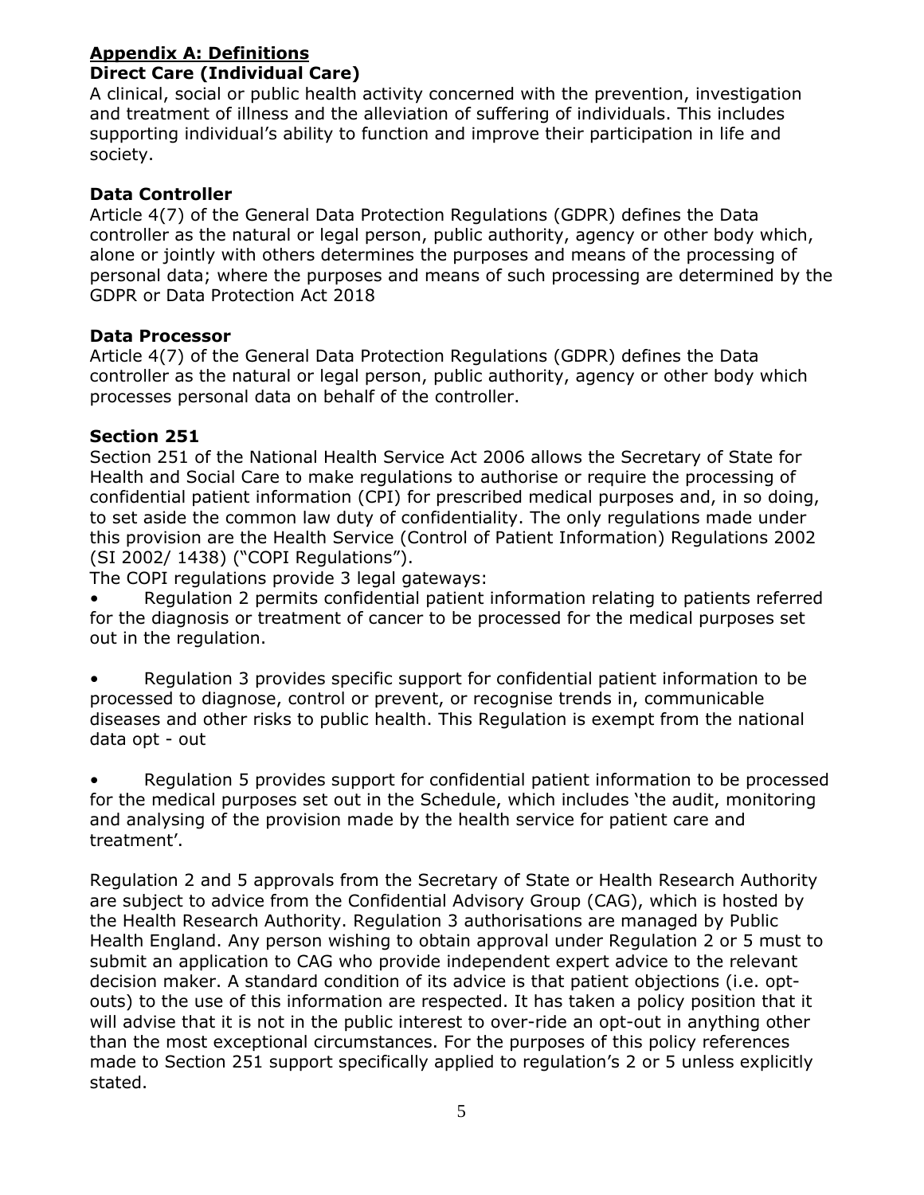## Appendix A: Definitions

### Direct Care (Individual Care)

A clinical, social or public health activity concerned with the prevention, investigation and treatment of illness and the alleviation of suffering of individuals. This includes supporting individual's ability to function and improve their participation in life and society.

### Data Controller

Article 4(7) of the General Data Protection Regulations (GDPR) defines the Data controller as the natural or legal person, public authority, agency or other body which, alone or jointly with others determines the purposes and means of the processing of personal data; where the purposes and means of such processing are determined by the GDPR or Data Protection Act 2018

### Data Processor

Article 4(7) of the General Data Protection Regulations (GDPR) defines the Data controller as the natural or legal person, public authority, agency or other body which processes personal data on behalf of the controller.

### Section 251

Section 251 of the National Health Service Act 2006 allows the Secretary of State for Health and Social Care to make regulations to authorise or require the processing of confidential patient information (CPI) for prescribed medical purposes and, in so doing, to set aside the common law duty of confidentiality. The only regulations made under this provision are the Health Service (Control of Patient Information) Regulations 2002 (SI 2002/ 1438) ("COPI Regulations").

The COPI regulations provide 3 legal gateways:

- Regulation 2 permits confidential patient information relating to patients referred for the diagnosis or treatment of cancer to be processed for the medical purposes set out in the regulation.

- Regulation 3 provides specific support for confidential patient information to be processed to diagnose, control or prevent, or recognise trends in, communicable diseases and other risks to public health. This Regulation is exempt from the national data opt - out

- Regulation 5 provides support for confidential patient information to be processed for the medical purposes set out in the Schedule, which includes 'the audit, monitoring and analysing of the provision made by the health service for patient care and treatment'.

Regulation 2 and 5 approvals from the Secretary of State or Health Research Authority are subject to advice from the Confidential Advisory Group (CAG), which is hosted by the Health Research Authority. Regulation 3 authorisations are managed by Public Health England. Any person wishing to obtain approval under Regulation 2 or 5 must to submit an application to CAG who provide independent expert advice to the relevant decision maker. A standard condition of its advice is that patient objections (i.e. opt-outs) to the use of this information are respected. It has taken a policy position that it will advise that it is not in the public interest to over-ride an opt-out in anything other than the most exceptional circumstances. For the purposes of this policy references made to Section 251 support specifically applied to regulation's 2 or 5 unless explicitly stated.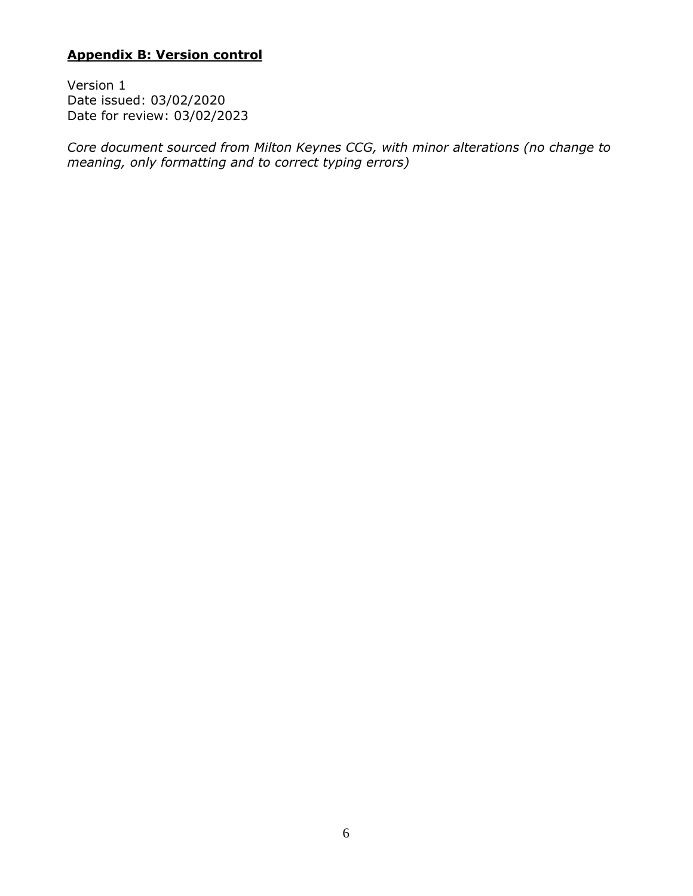## **Appendix B: Version control**

Version 1
Date issued: 03/02/2020
Date for review: 03/02/2023

*Core document sourced from Milton Keynes CCG, with minor alterations (no change to meaning, only formatting and to correct typing errors)*